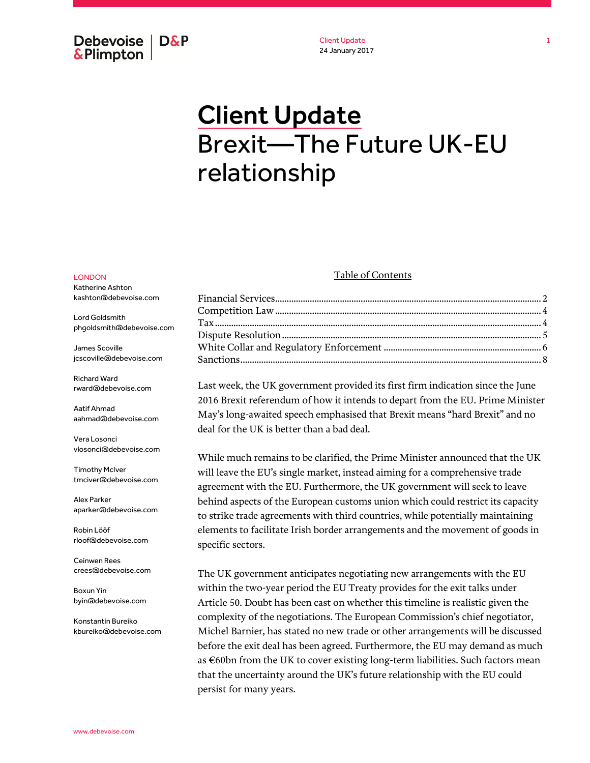# Client Update

# Brexit—The Future UK-EU relationship

LONDON

Katherine Ashton
kashton@debevoise.com

Lord Goldsmith
phgoldsmith@debevoise.com

James Scoville
jcscoville@debevoise.com

Richard Ward
rward@debevoise.com

Aatif Ahmad
aahmad@debevoise.com

Vera Losonci
vlosonci@debevoise.com

Timothy McIver
tmciver@debevoise.com

Alex Parker
aparker@debevoise.com

Robin Lööf
rloof@debevoise.com

Ceinwen Rees
crees@debevoise.com

Boxun Yin
byin@debevoise.com

Konstantin Bureiko
kbureiko@debevoise.com

Table of Contents

- Financial Services ... 2
- Competition Law ... 4
- Tax ... 4
- Dispute Resolution ... 5
- White Collar and Regulatory Enforcement ... 6
- Sanctions ... 8

Last week, the UK government provided its first firm indication since the June 2016 Brexit referendum of how it intends to depart from the EU. Prime Minister May's long-awaited speech emphasised that Brexit means "hard Brexit" and no deal for the UK is better than a bad deal.

While much remains to be clarified, the Prime Minister announced that the UK will leave the EU's single market, instead aiming for a comprehensive trade agreement with the EU. Furthermore, the UK government will seek to leave behind aspects of the European customs union which could restrict its capacity to strike trade agreements with third countries, while potentially maintaining elements to facilitate Irish border arrangements and the movement of goods in specific sectors.

The UK government anticipates negotiating new arrangements with the EU within the two-year period the EU Treaty provides for the exit talks under Article 50. Doubt has been cast on whether this timeline is realistic given the complexity of the negotiations. The European Commission's chief negotiator, Michel Barnier, has stated no new trade or other arrangements will be discussed before the exit deal has been agreed. Furthermore, the EU may demand as much as €60bn from the UK to cover existing long-term liabilities. Such factors mean that the uncertainty around the UK's future relationship with the EU could persist for many years.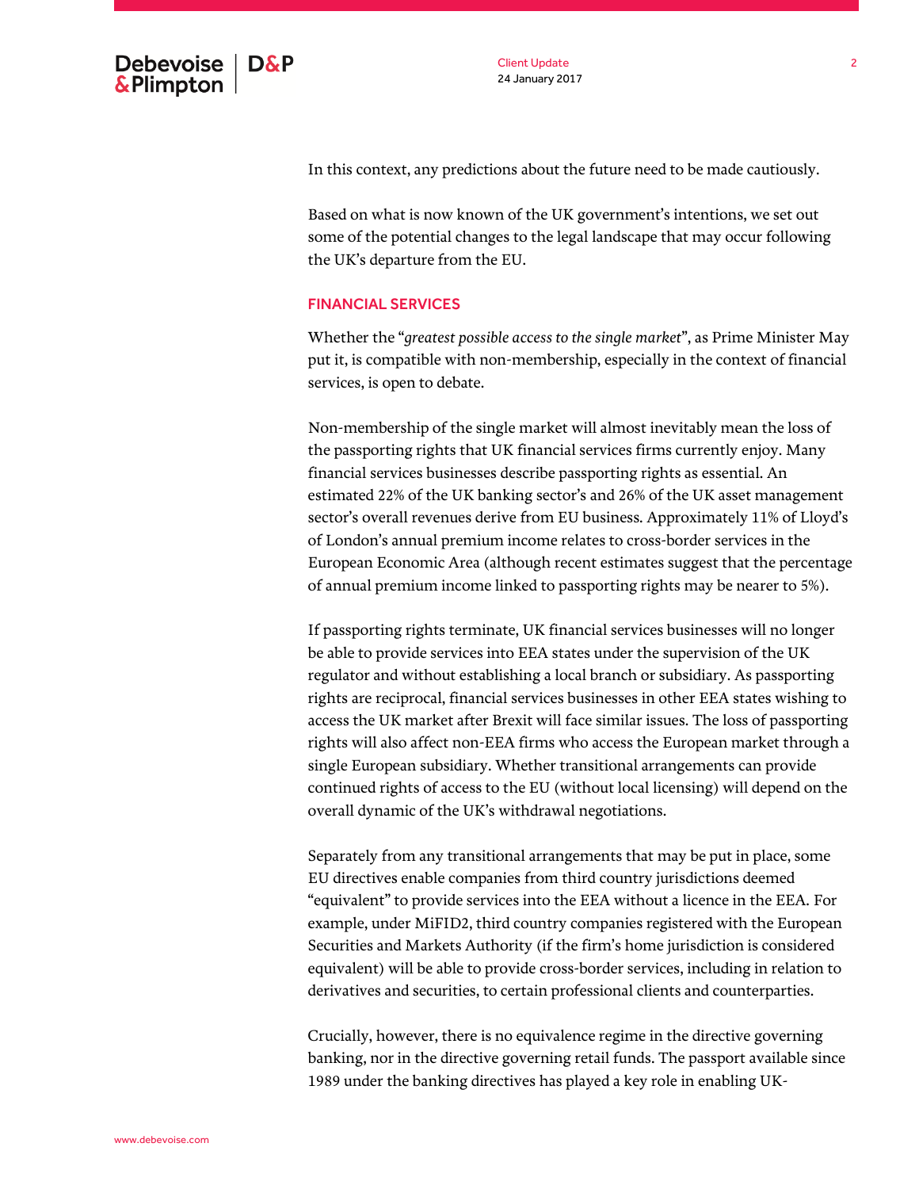In this context, any predictions about the future need to be made cautiously.

Based on what is now known of the UK government's intentions, we set out some of the potential changes to the legal landscape that may occur following the UK's departure from the EU.

## FINANCIAL SERVICES

Whether the "*greatest possible access to the single market*", as Prime Minister May put it, is compatible with non-membership, especially in the context of financial services, is open to debate.

Non-membership of the single market will almost inevitably mean the loss of the passporting rights that UK financial services firms currently enjoy. Many financial services businesses describe passporting rights as essential. An estimated 22% of the UK banking sector's and 26% of the UK asset management sector's overall revenues derive from EU business. Approximately 11% of Lloyd's of London's annual premium income relates to cross-border services in the European Economic Area (although recent estimates suggest that the percentage of annual premium income linked to passporting rights may be nearer to 5%).

If passporting rights terminate, UK financial services businesses will no longer be able to provide services into EEA states under the supervision of the UK regulator and without establishing a local branch or subsidiary. As passporting rights are reciprocal, financial services businesses in other EEA states wishing to access the UK market after Brexit will face similar issues. The loss of passporting rights will also affect non-EEA firms who access the European market through a single European subsidiary. Whether transitional arrangements can provide continued rights of access to the EU (without local licensing) will depend on the overall dynamic of the UK's withdrawal negotiations.

Separately from any transitional arrangements that may be put in place, some EU directives enable companies from third country jurisdictions deemed "equivalent" to provide services into the EEA without a licence in the EEA. For example, under MiFID2, third country companies registered with the European Securities and Markets Authority (if the firm's home jurisdiction is considered equivalent) will be able to provide cross-border services, including in relation to derivatives and securities, to certain professional clients and counterparties.

Crucially, however, there is no equivalence regime in the directive governing banking, nor in the directive governing retail funds. The passport available since 1989 under the banking directives has played a key role in enabling UK-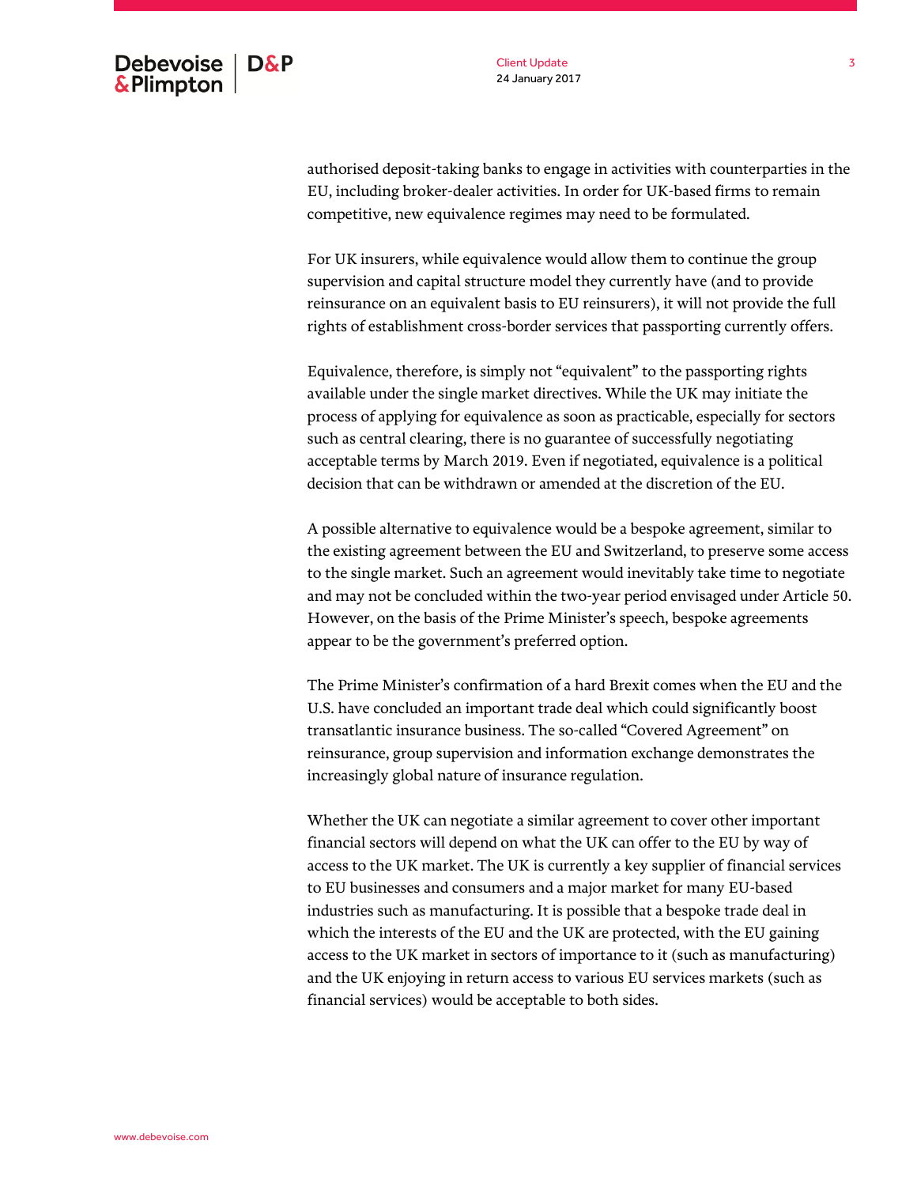authorised deposit-taking banks to engage in activities with counterparties in the EU, including broker-dealer activities. In order for UK-based firms to remain competitive, new equivalence regimes may need to be formulated.

For UK insurers, while equivalence would allow them to continue the group supervision and capital structure model they currently have (and to provide reinsurance on an equivalent basis to EU reinsurers), it will not provide the full rights of establishment cross-border services that passporting currently offers.

Equivalence, therefore, is simply not "equivalent" to the passporting rights available under the single market directives. While the UK may initiate the process of applying for equivalence as soon as practicable, especially for sectors such as central clearing, there is no guarantee of successfully negotiating acceptable terms by March 2019. Even if negotiated, equivalence is a political decision that can be withdrawn or amended at the discretion of the EU.

A possible alternative to equivalence would be a bespoke agreement, similar to the existing agreement between the EU and Switzerland, to preserve some access to the single market. Such an agreement would inevitably take time to negotiate and may not be concluded within the two-year period envisaged under Article 50. However, on the basis of the Prime Minister's speech, bespoke agreements appear to be the government's preferred option.

The Prime Minister's confirmation of a hard Brexit comes when the EU and the U.S. have concluded an important trade deal which could significantly boost transatlantic insurance business. The so-called "Covered Agreement" on reinsurance, group supervision and information exchange demonstrates the increasingly global nature of insurance regulation.

Whether the UK can negotiate a similar agreement to cover other important financial sectors will depend on what the UK can offer to the EU by way of access to the UK market. The UK is currently a key supplier of financial services to EU businesses and consumers and a major market for many EU-based industries such as manufacturing. It is possible that a bespoke trade deal in which the interests of the EU and the UK are protected, with the EU gaining access to the UK market in sectors of importance to it (such as manufacturing) and the UK enjoying in return access to various EU services markets (such as financial services) would be acceptable to both sides.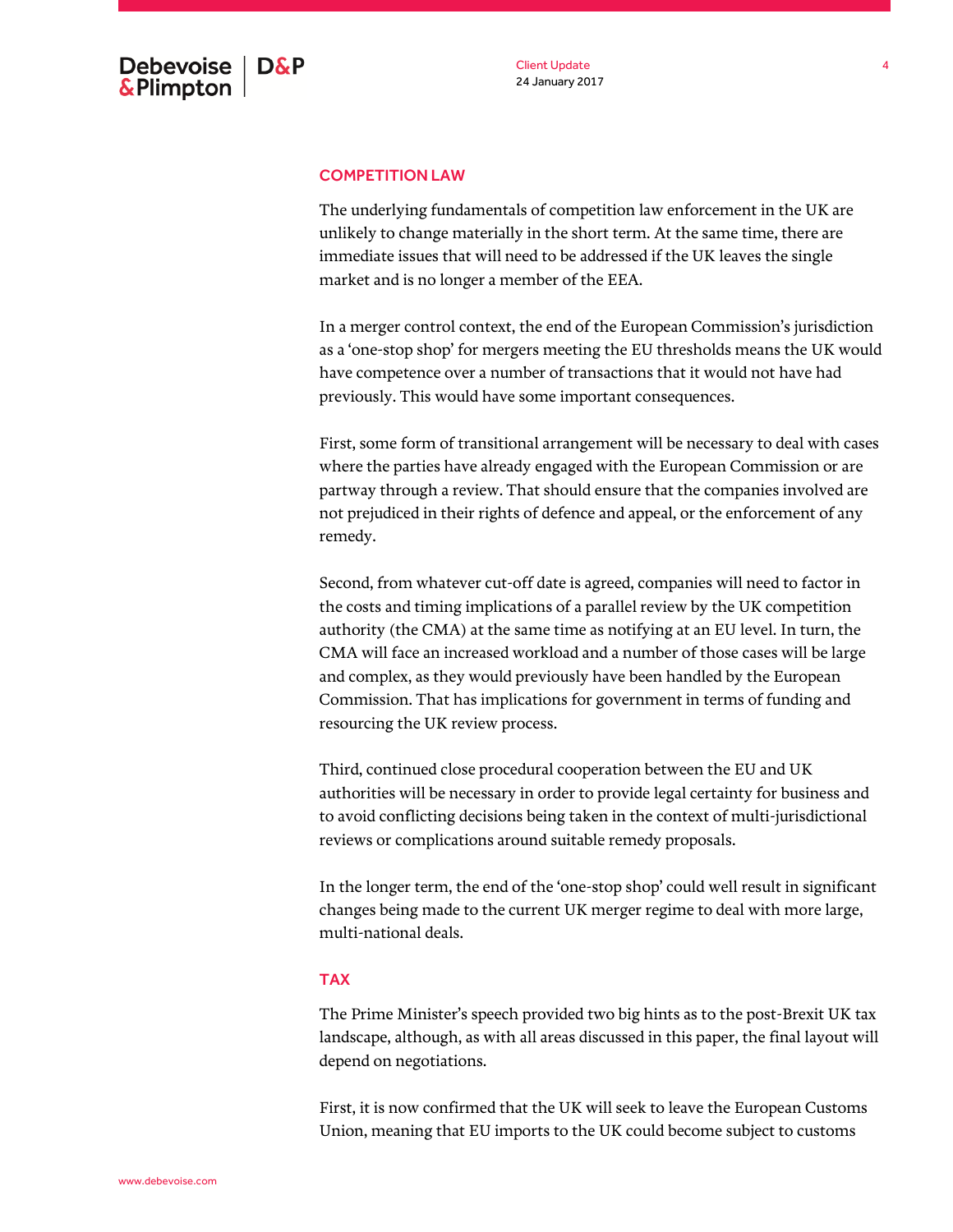## COMPETITION LAW

The underlying fundamentals of competition law enforcement in the UK are unlikely to change materially in the short term. At the same time, there are immediate issues that will need to be addressed if the UK leaves the single market and is no longer a member of the EEA.

In a merger control context, the end of the European Commission's jurisdiction as a 'one-stop shop' for mergers meeting the EU thresholds means the UK would have competence over a number of transactions that it would not have had previously. This would have some important consequences.

First, some form of transitional arrangement will be necessary to deal with cases where the parties have already engaged with the European Commission or are partway through a review. That should ensure that the companies involved are not prejudiced in their rights of defence and appeal, or the enforcement of any remedy.

Second, from whatever cut-off date is agreed, companies will need to factor in the costs and timing implications of a parallel review by the UK competition authority (the CMA) at the same time as notifying at an EU level. In turn, the CMA will face an increased workload and a number of those cases will be large and complex, as they would previously have been handled by the European Commission. That has implications for government in terms of funding and resourcing the UK review process.

Third, continued close procedural cooperation between the EU and UK authorities will be necessary in order to provide legal certainty for business and to avoid conflicting decisions being taken in the context of multi-jurisdictional reviews or complications around suitable remedy proposals.

In the longer term, the end of the 'one-stop shop' could well result in significant changes being made to the current UK merger regime to deal with more large, multi-national deals.

## TAX

The Prime Minister's speech provided two big hints as to the post-Brexit UK tax landscape, although, as with all areas discussed in this paper, the final layout will depend on negotiations.

First, it is now confirmed that the UK will seek to leave the European Customs Union, meaning that EU imports to the UK could become subject to customs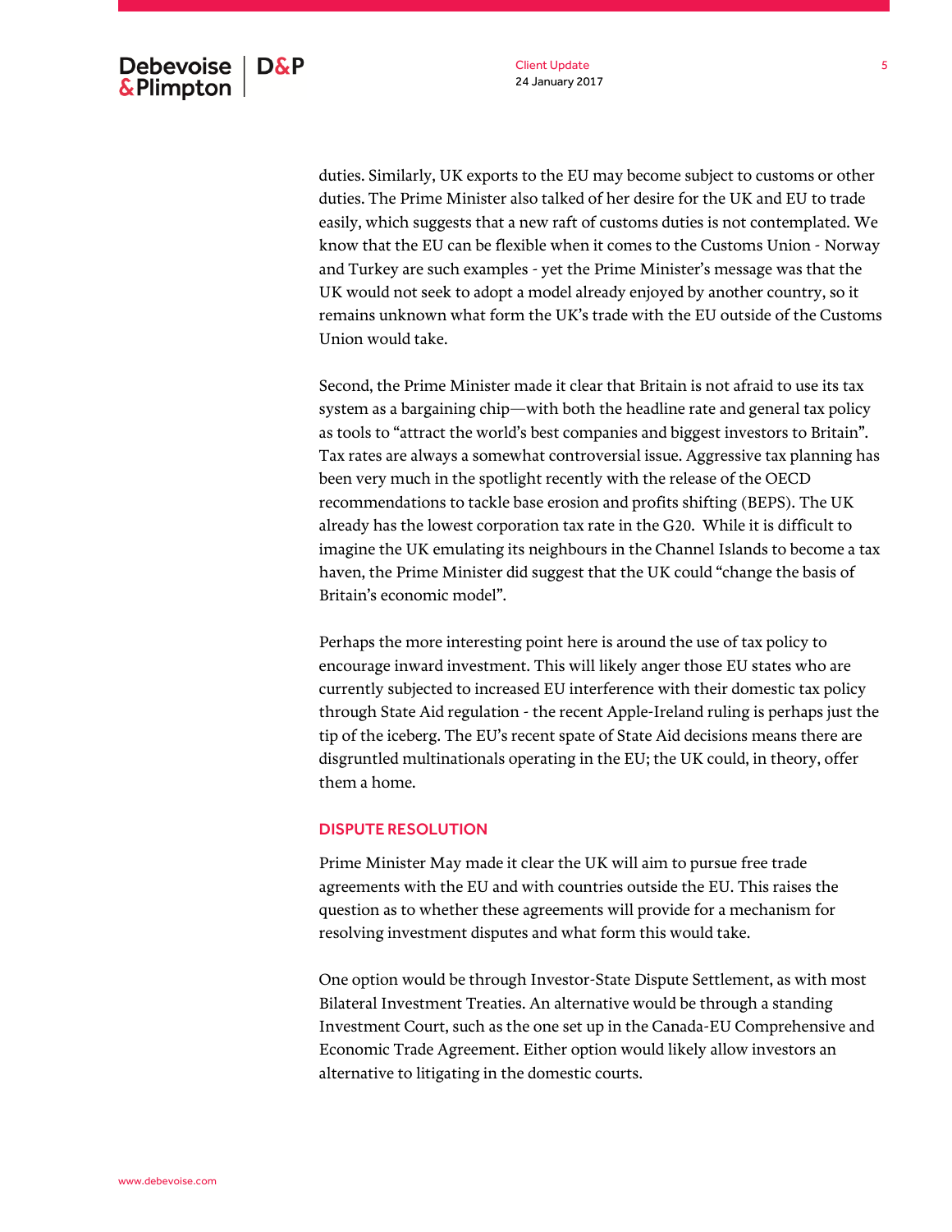duties. Similarly, UK exports to the EU may become subject to customs or other duties. The Prime Minister also talked of her desire for the UK and EU to trade easily, which suggests that a new raft of customs duties is not contemplated. We know that the EU can be flexible when it comes to the Customs Union - Norway and Turkey are such examples - yet the Prime Minister's message was that the UK would not seek to adopt a model already enjoyed by another country, so it remains unknown what form the UK's trade with the EU outside of the Customs Union would take.

Second, the Prime Minister made it clear that Britain is not afraid to use its tax system as a bargaining chip—with both the headline rate and general tax policy as tools to "attract the world's best companies and biggest investors to Britain". Tax rates are always a somewhat controversial issue. Aggressive tax planning has been very much in the spotlight recently with the release of the OECD recommendations to tackle base erosion and profits shifting (BEPS). The UK already has the lowest corporation tax rate in the G20. While it is difficult to imagine the UK emulating its neighbours in the Channel Islands to become a tax haven, the Prime Minister did suggest that the UK could "change the basis of Britain's economic model".

Perhaps the more interesting point here is around the use of tax policy to encourage inward investment. This will likely anger those EU states who are currently subjected to increased EU interference with their domestic tax policy through State Aid regulation - the recent Apple-Ireland ruling is perhaps just the tip of the iceberg. The EU's recent spate of State Aid decisions means there are disgruntled multinationals operating in the EU; the UK could, in theory, offer them a home.

## DISPUTE RESOLUTION

Prime Minister May made it clear the UK will aim to pursue free trade agreements with the EU and with countries outside the EU. This raises the question as to whether these agreements will provide for a mechanism for resolving investment disputes and what form this would take.

One option would be through Investor-State Dispute Settlement, as with most Bilateral Investment Treaties. An alternative would be through a standing Investment Court, such as the one set up in the Canada-EU Comprehensive and Economic Trade Agreement. Either option would likely allow investors an alternative to litigating in the domestic courts.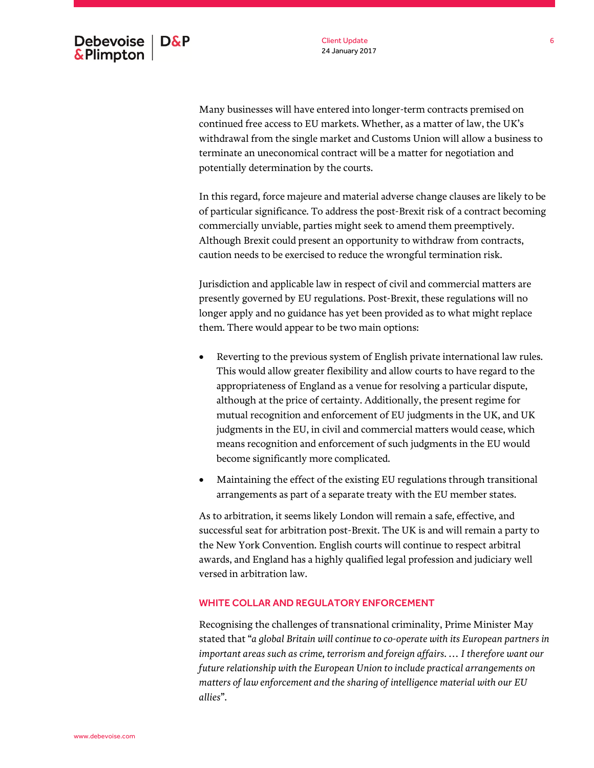Many businesses will have entered into longer-term contracts premised on continued free access to EU markets. Whether, as a matter of law, the UK's withdrawal from the single market and Customs Union will allow a business to terminate an uneconomical contract will be a matter for negotiation and potentially determination by the courts.

In this regard, force majeure and material adverse change clauses are likely to be of particular significance. To address the post-Brexit risk of a contract becoming commercially unviable, parties might seek to amend them preemptively. Although Brexit could present an opportunity to withdraw from contracts, caution needs to be exercised to reduce the wrongful termination risk.

Jurisdiction and applicable law in respect of civil and commercial matters are presently governed by EU regulations. Post-Brexit, these regulations will no longer apply and no guidance has yet been provided as to what might replace them. There would appear to be two main options:

- Reverting to the previous system of English private international law rules. This would allow greater flexibility and allow courts to have regard to the appropriateness of England as a venue for resolving a particular dispute, although at the price of certainty. Additionally, the present regime for mutual recognition and enforcement of EU judgments in the UK, and UK judgments in the EU, in civil and commercial matters would cease, which means recognition and enforcement of such judgments in the EU would become significantly more complicated.
- Maintaining the effect of the existing EU regulations through transitional arrangements as part of a separate treaty with the EU member states.

As to arbitration, it seems likely London will remain a safe, effective, and successful seat for arbitration post-Brexit. The UK is and will remain a party to the New York Convention. English courts will continue to respect arbitral awards, and England has a highly qualified legal profession and judiciary well versed in arbitration law.

## WHITE COLLAR AND REGULATORY ENFORCEMENT

Recognising the challenges of transnational criminality, Prime Minister May stated that "*a global Britain will continue to co-operate with its European partners in important areas such as crime, terrorism and foreign affairs. … I therefore want our future relationship with the European Union to include practical arrangements on matters of law enforcement and the sharing of intelligence material with our EU allies*".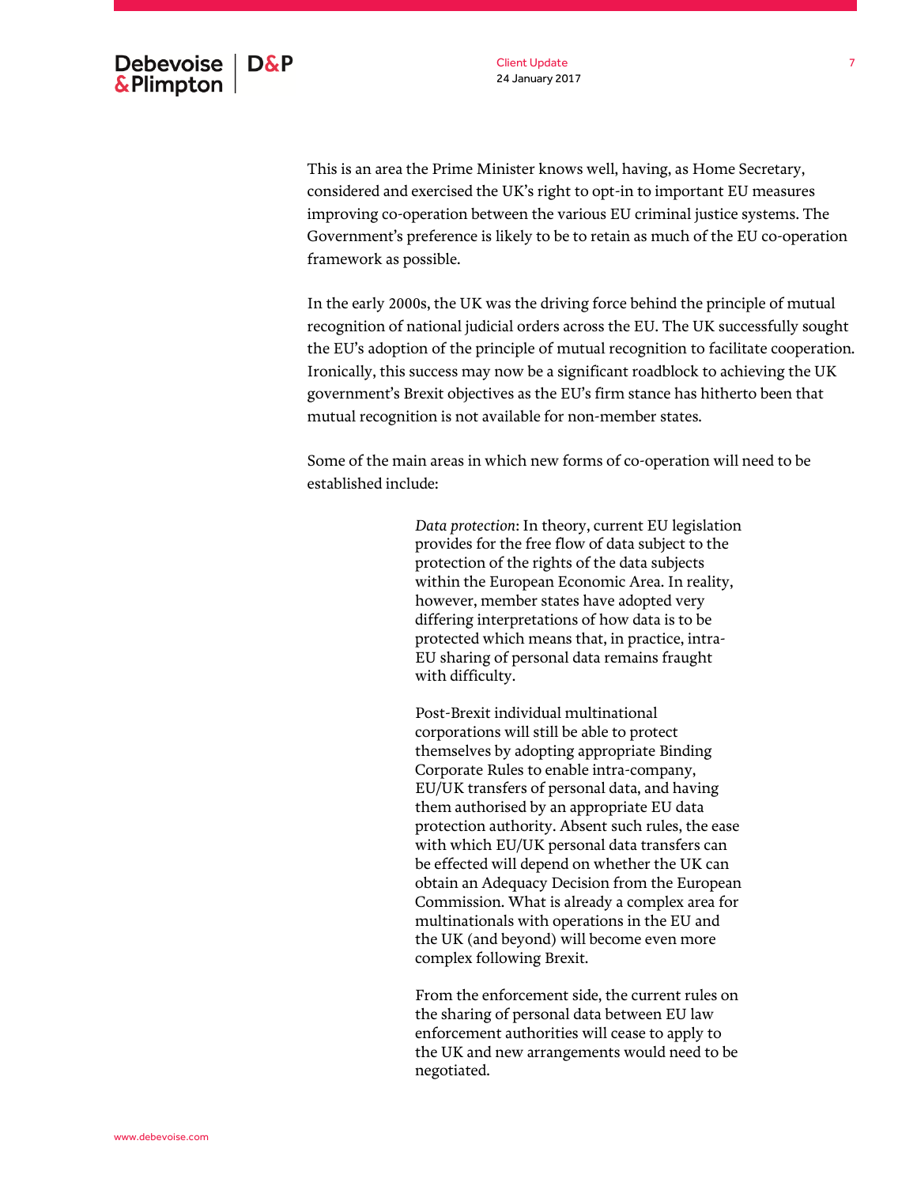This is an area the Prime Minister knows well, having, as Home Secretary, considered and exercised the UK's right to opt-in to important EU measures improving co-operation between the various EU criminal justice systems. The Government's preference is likely to be to retain as much of the EU co-operation framework as possible.

In the early 2000s, the UK was the driving force behind the principle of mutual recognition of national judicial orders across the EU. The UK successfully sought the EU's adoption of the principle of mutual recognition to facilitate cooperation. Ironically, this success may now be a significant roadblock to achieving the UK government's Brexit objectives as the EU's firm stance has hitherto been that mutual recognition is not available for non-member states.

Some of the main areas in which new forms of co-operation will need to be established include:

> *Data protection*: In theory, current EU legislation provides for the free flow of data subject to the protection of the rights of the data subjects within the European Economic Area. In reality, however, member states have adopted very differing interpretations of how data is to be protected which means that, in practice, intra-EU sharing of personal data remains fraught with difficulty.
>
> Post-Brexit individual multinational corporations will still be able to protect themselves by adopting appropriate Binding Corporate Rules to enable intra-company, EU/UK transfers of personal data, and having them authorised by an appropriate EU data protection authority. Absent such rules, the ease with which EU/UK personal data transfers can be effected will depend on whether the UK can obtain an Adequacy Decision from the European Commission. What is already a complex area for multinationals with operations in the EU and the UK (and beyond) will become even more complex following Brexit.
>
> From the enforcement side, the current rules on the sharing of personal data between EU law enforcement authorities will cease to apply to the UK and new arrangements would need to be negotiated.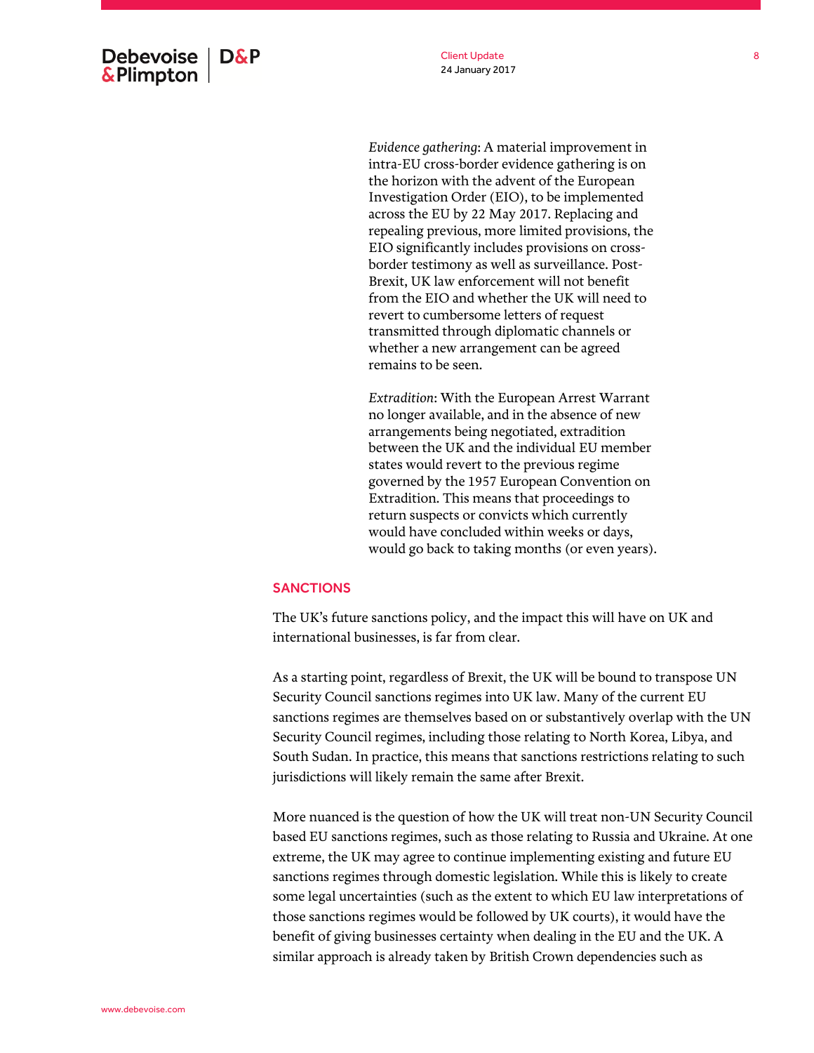*Evidence gathering*: A material improvement in intra-EU cross-border evidence gathering is on the horizon with the advent of the European Investigation Order (EIO), to be implemented across the EU by 22 May 2017. Replacing and repealing previous, more limited provisions, the EIO significantly includes provisions on cross-border testimony as well as surveillance. Post-Brexit, UK law enforcement will not benefit from the EIO and whether the UK will need to revert to cumbersome letters of request transmitted through diplomatic channels or whether a new arrangement can be agreed remains to be seen.

*Extradition*: With the European Arrest Warrant no longer available, and in the absence of new arrangements being negotiated, extradition between the UK and the individual EU member states would revert to the previous regime governed by the 1957 European Convention on Extradition. This means that proceedings to return suspects or convicts which currently would have concluded within weeks or days, would go back to taking months (or even years).

## SANCTIONS

The UK's future sanctions policy, and the impact this will have on UK and international businesses, is far from clear.

As a starting point, regardless of Brexit, the UK will be bound to transpose UN Security Council sanctions regimes into UK law. Many of the current EU sanctions regimes are themselves based on or substantively overlap with the UN Security Council regimes, including those relating to North Korea, Libya, and South Sudan. In practice, this means that sanctions restrictions relating to such jurisdictions will likely remain the same after Brexit.

More nuanced is the question of how the UK will treat non-UN Security Council based EU sanctions regimes, such as those relating to Russia and Ukraine. At one extreme, the UK may agree to continue implementing existing and future EU sanctions regimes through domestic legislation. While this is likely to create some legal uncertainties (such as the extent to which EU law interpretations of those sanctions regimes would be followed by UK courts), it would have the benefit of giving businesses certainty when dealing in the EU and the UK. A similar approach is already taken by British Crown dependencies such as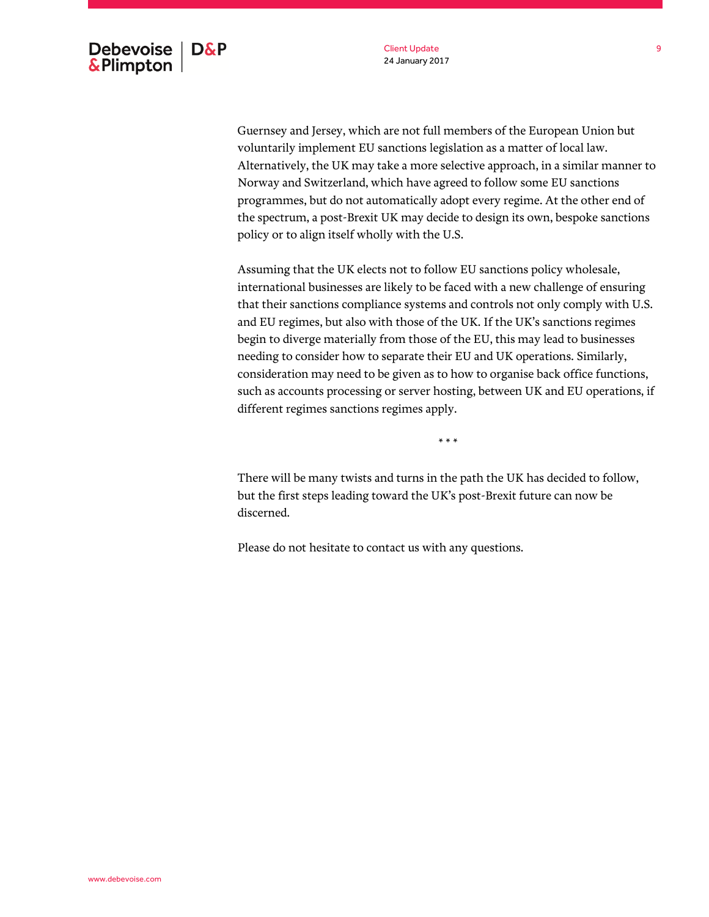Guernsey and Jersey, which are not full members of the European Union but voluntarily implement EU sanctions legislation as a matter of local law. Alternatively, the UK may take a more selective approach, in a similar manner to Norway and Switzerland, which have agreed to follow some EU sanctions programmes, but do not automatically adopt every regime. At the other end of the spectrum, a post-Brexit UK may decide to design its own, bespoke sanctions policy or to align itself wholly with the U.S.

Assuming that the UK elects not to follow EU sanctions policy wholesale, international businesses are likely to be faced with a new challenge of ensuring that their sanctions compliance systems and controls not only comply with U.S. and EU regimes, but also with those of the UK. If the UK's sanctions regimes begin to diverge materially from those of the EU, this may lead to businesses needing to consider how to separate their EU and UK operations. Similarly, consideration may need to be given as to how to organise back office functions, such as accounts processing or server hosting, between UK and EU operations, if different regimes sanctions regimes apply.

\* \* \*

There will be many twists and turns in the path the UK has decided to follow, but the first steps leading toward the UK's post-Brexit future can now be discerned.

Please do not hesitate to contact us with any questions.